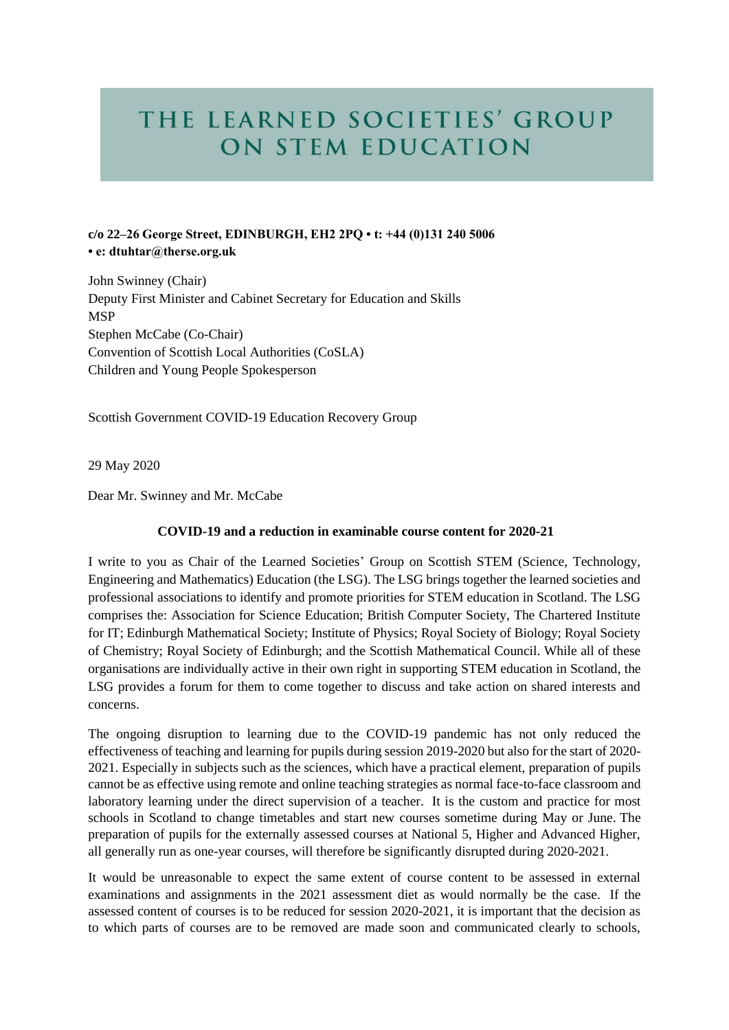# THE LEARNED SOCIETIES' GROUP ON STEM EDUCATION

**c/o 22–26 George Street, EDINBURGH, EH2 2PQ • t: +44 (0)131 240 5006 • e: dtuhtar@therse.org.uk**

John Swinney (Chair)
Deputy First Minister and Cabinet Secretary for Education and Skills
MSP
Stephen McCabe (Co-Chair)
Convention of Scottish Local Authorities (CoSLA)
Children and Young People Spokesperson

Scottish Government COVID-19 Education Recovery Group

29 May 2020

Dear Mr. Swinney and Mr. McCabe

**COVID-19 and a reduction in examinable course content for 2020-21**

I write to you as Chair of the Learned Societies' Group on Scottish STEM (Science, Technology, Engineering and Mathematics) Education (the LSG). The LSG brings together the learned societies and professional associations to identify and promote priorities for STEM education in Scotland. The LSG comprises the: Association for Science Education; British Computer Society, The Chartered Institute for IT; Edinburgh Mathematical Society; Institute of Physics; Royal Society of Biology; Royal Society of Chemistry; Royal Society of Edinburgh; and the Scottish Mathematical Council. While all of these organisations are individually active in their own right in supporting STEM education in Scotland, the LSG provides a forum for them to come together to discuss and take action on shared interests and concerns.

The ongoing disruption to learning due to the COVID-19 pandemic has not only reduced the effectiveness of teaching and learning for pupils during session 2019-2020 but also for the start of 2020-2021. Especially in subjects such as the sciences, which have a practical element, preparation of pupils cannot be as effective using remote and online teaching strategies as normal face-to-face classroom and laboratory learning under the direct supervision of a teacher. It is the custom and practice for most schools in Scotland to change timetables and start new courses sometime during May or June. The preparation of pupils for the externally assessed courses at National 5, Higher and Advanced Higher, all generally run as one-year courses, will therefore be significantly disrupted during 2020-2021.

It would be unreasonable to expect the same extent of course content to be assessed in external examinations and assignments in the 2021 assessment diet as would normally be the case. If the assessed content of courses is to be reduced for session 2020-2021, it is important that the decision as to which parts of courses are to be removed are made soon and communicated clearly to schools,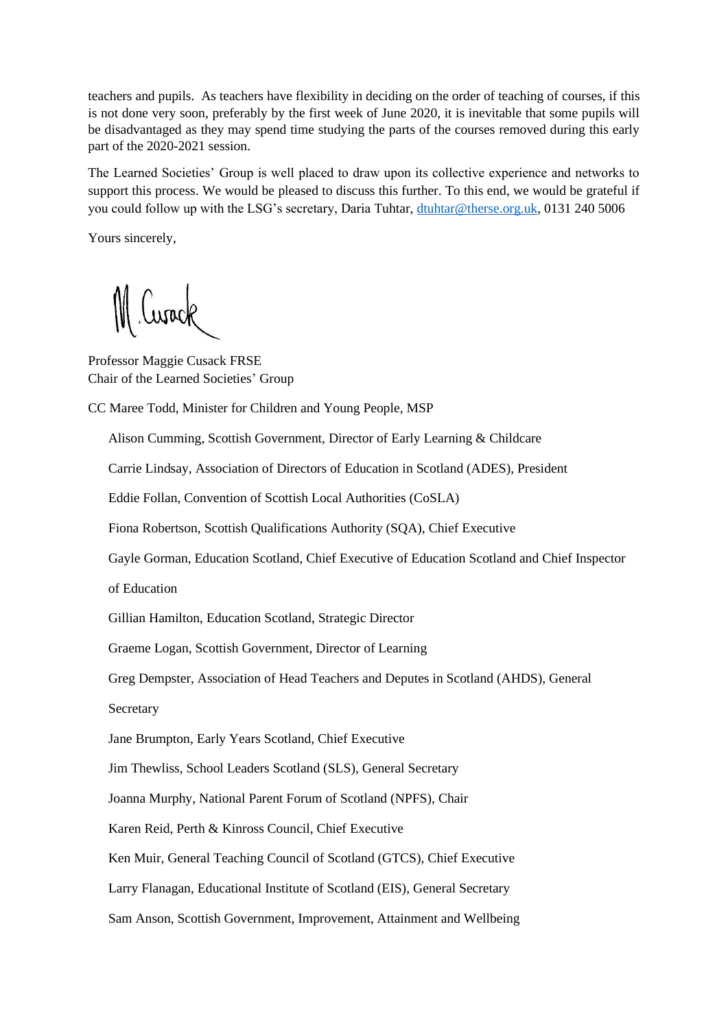teachers and pupils. As teachers have flexibility in deciding on the order of teaching of courses, if this is not done very soon, preferably by the first week of June 2020, it is inevitable that some pupils will be disadvantaged as they may spend time studying the parts of the courses removed during this early part of the 2020-2021 session.

The Learned Societies' Group is well placed to draw upon its collective experience and networks to support this process. We would be pleased to discuss this further. To this end, we would be grateful if you could follow up with the LSG's secretary, Daria Tuhtar, [dtuhtar@therse.org.uk](mailto:dtuhtar@therse.org.uk), 0131 240 5006

Yours sincerely,

Professor Maggie Cusack FRSE
Chair of the Learned Societies' Group

CC Maree Todd, Minister for Children and Young People, MSP

Alison Cumming, Scottish Government, Director of Early Learning & Childcare

Carrie Lindsay, Association of Directors of Education in Scotland (ADES), President

Eddie Follan, Convention of Scottish Local Authorities (CoSLA)

Fiona Robertson, Scottish Qualifications Authority (SQA), Chief Executive

Gayle Gorman, Education Scotland, Chief Executive of Education Scotland and Chief Inspector of Education

Gillian Hamilton, Education Scotland, Strategic Director

Graeme Logan, Scottish Government, Director of Learning

Greg Dempster, Association of Head Teachers and Deputes in Scotland (AHDS), General Secretary

Jane Brumpton, Early Years Scotland, Chief Executive

Jim Thewliss, School Leaders Scotland (SLS), General Secretary

Joanna Murphy, National Parent Forum of Scotland (NPFS), Chair

Karen Reid, Perth & Kinross Council, Chief Executive

Ken Muir, General Teaching Council of Scotland (GTCS), Chief Executive

Larry Flanagan, Educational Institute of Scotland (EIS), General Secretary

Sam Anson, Scottish Government, Improvement, Attainment and Wellbeing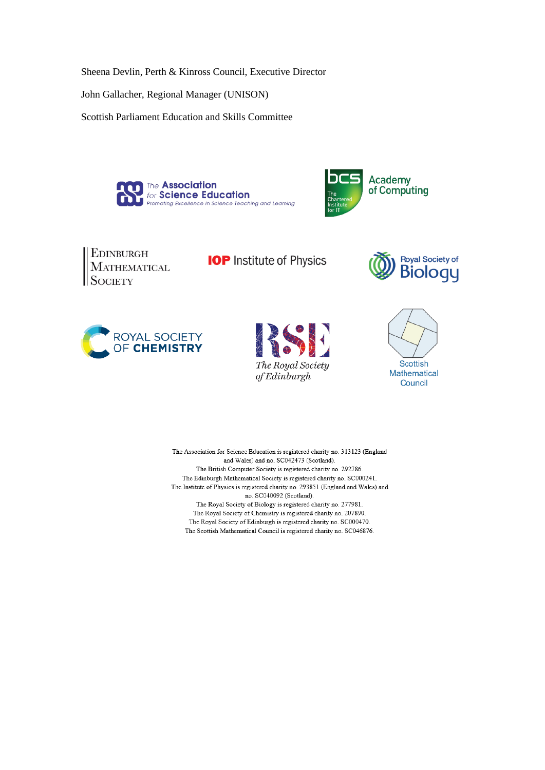Sheena Devlin, Perth & Kinross Council, Executive Director

John Gallacher, Regional Manager (UNISON)

Scottish Parliament Education and Skills Committee

The Association for Science Education is registered charity no. 313123 (England and Wales) and no. SC042473 (Scotland).
The British Computer Society is registered charity no. 292786.
The Edinburgh Mathematical Society is registered charity no. SC000241.
The Institute of Physics is registered charity no. 293851 (England and Wales) and no. SC040092 (Scotland).
The Royal Society of Biology is registered charity no. 277981.
The Royal Society of Chemistry is registered charity no. 207890.
The Royal Society of Edinburgh is registered charity no. SC000470.
The Scottish Mathematical Council is registered charity no. SC046876.